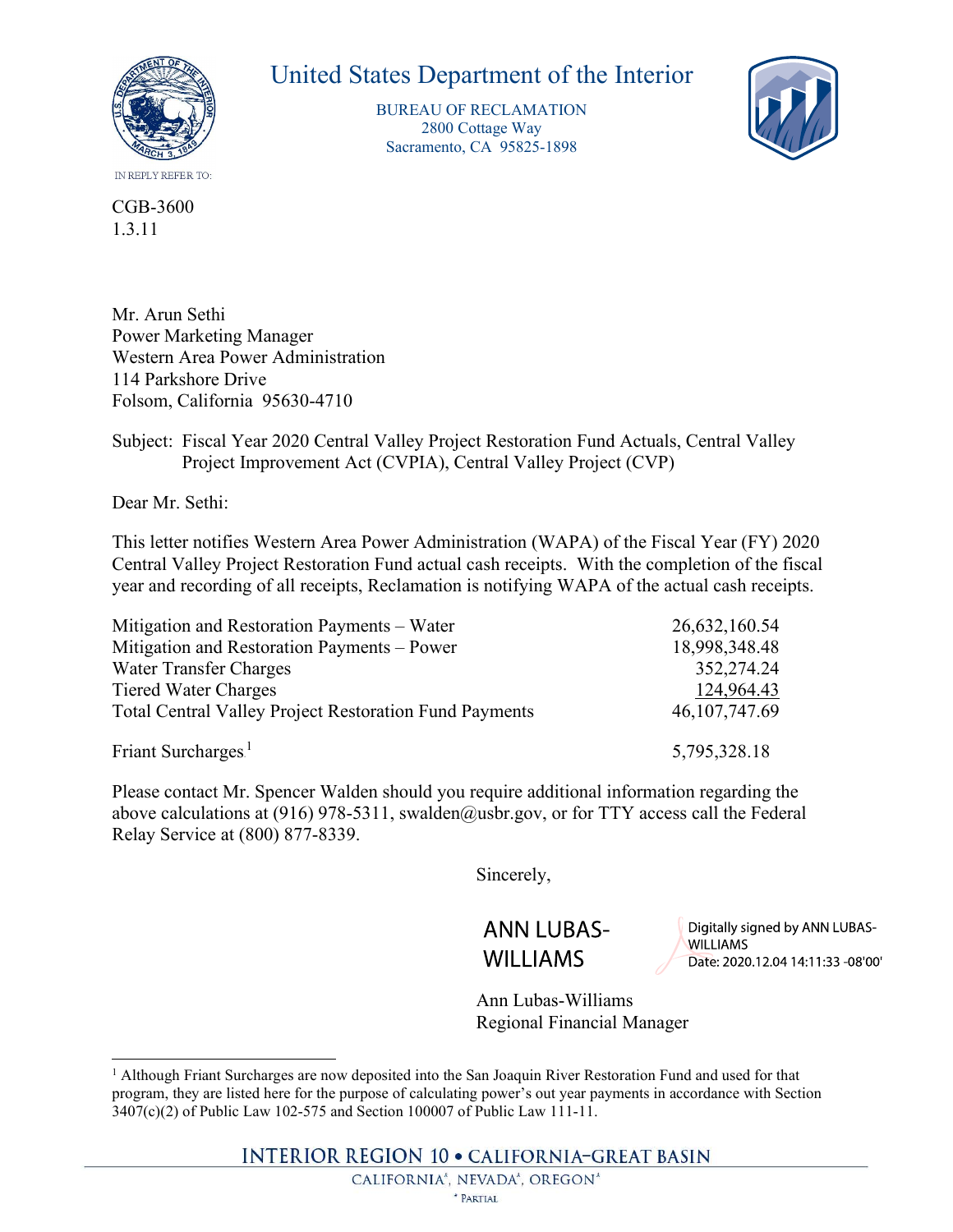# United States Department of the Interior

BUREAU OF RECLAMATION
2800 Cottage Way
Sacramento, CA 95825-1898

IN REPLY REFER TO:

CGB-3600
1.3.11

Mr. Arun Sethi
Power Marketing Manager
Western Area Power Administration
114 Parkshore Drive
Folsom, California 95630-4710

Subject: Fiscal Year 2020 Central Valley Project Restoration Fund Actuals, Central Valley Project Improvement Act (CVPIA), Central Valley Project (CVP)

Dear Mr. Sethi:

This letter notifies Western Area Power Administration (WAPA) of the Fiscal Year (FY) 2020 Central Valley Project Restoration Fund actual cash receipts. With the completion of the fiscal year and recording of all receipts, Reclamation is notifying WAPA of the actual cash receipts.

| | |
|---|---:|
| Mitigation and Restoration Payments – Water | 26,632,160.54 |
| Mitigation and Restoration Payments – Power | 18,998,348.48 |
| Water Transfer Charges | 352,274.24 |
| Tiered Water Charges | 124,964.43 |
| Total Central Valley Project Restoration Fund Payments | 46,107,747.69 |
| | |
| Friant Surcharges[1] | 5,795,328.18 |

Please contact Mr. Spencer Walden should you require additional information regarding the above calculations at (916) 978-5311, swalden@usbr.gov, or for TTY access call the Federal Relay Service at (800) 877-8339.

Sincerely,

ANN LUBAS-WILLIAMS

Digitally signed by ANN LUBAS-WILLIAMS
Date: 2020.12.04 14:11:33 -08'00'

Ann Lubas-Williams
Regional Financial Manager

[1] Although Friant Surcharges are now deposited into the San Joaquin River Restoration Fund and used for that program, they are listed here for the purpose of calculating power's out year payments in accordance with Section 3407(c)(2) of Public Law 102-575 and Section 100007 of Public Law 111-11.

INTERIOR REGION 10 • CALIFORNIA–GREAT BASIN
CALIFORNIA*, NEVADA*, OREGON*
* PARTIAL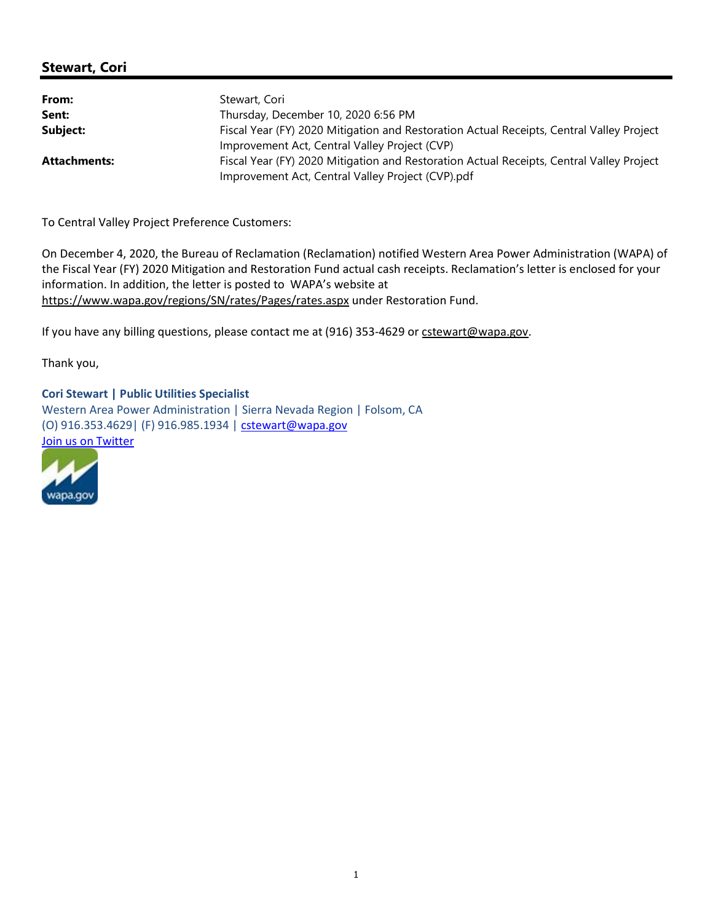## Stewart, Cori

| | |
|---|---|
| **From:** | Stewart, Cori |
| **Sent:** | Thursday, December 10, 2020 6:56 PM |
| **Subject:** | Fiscal Year (FY) 2020 Mitigation and Restoration Actual Receipts, Central Valley Project Improvement Act, Central Valley Project (CVP) |
| **Attachments:** | Fiscal Year (FY) 2020 Mitigation and Restoration Actual Receipts, Central Valley Project Improvement Act, Central Valley Project (CVP).pdf |

To Central Valley Project Preference Customers:

On December 4, 2020, the Bureau of Reclamation (Reclamation) notified Western Area Power Administration (WAPA) of the Fiscal Year (FY) 2020 Mitigation and Restoration Fund actual cash receipts. Reclamation's letter is enclosed for your information. In addition, the letter is posted to WAPA's website at https://www.wapa.gov/regions/SN/rates/Pages/rates.aspx under Restoration Fund.

If you have any billing questions, please contact me at (916) 353-4629 or cstewart@wapa.gov.

Thank you,

**Cori Stewart | Public Utilities Specialist**
Western Area Power Administration | Sierra Nevada Region | Folsom, CA
(O) 916.353.4629| (F) 916.985.1934 | cstewart@wapa.gov
Join us on Twitter

wapa.gov